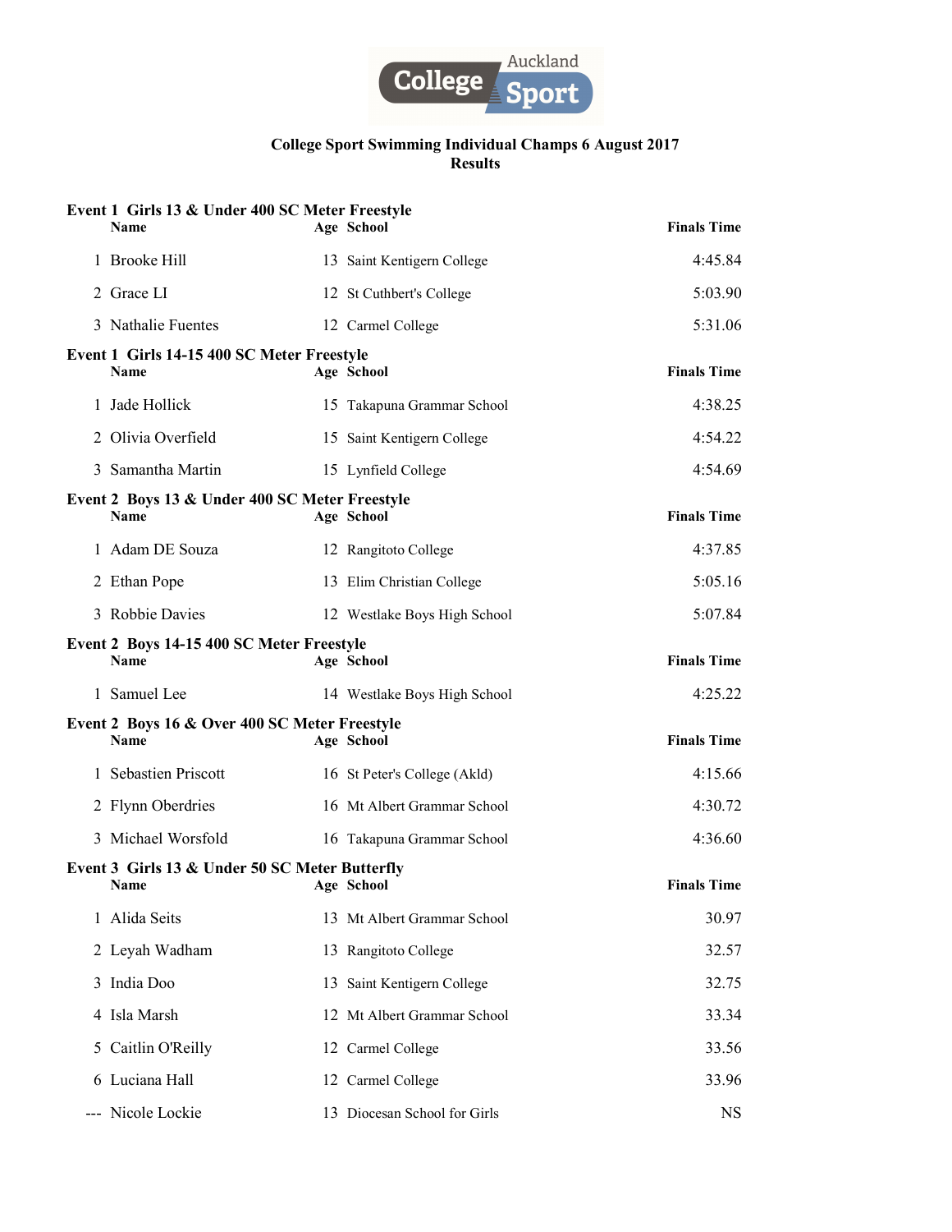# College Sport Swimming Individual Champs 6 August 2017
## Results

### Event 1 Girls 13 & Under 400 SC Meter Freestyle

| | Name | Age | School | Finals Time |
|---|---|---|---|---|
| 1 | Brooke Hill | 13 | Saint Kentigern College | 4:45.84 |
| 2 | Grace LI | 12 | St Cuthbert's College | 5:03.90 |
| 3 | Nathalie Fuentes | 12 | Carmel College | 5:31.06 |

### Event 1 Girls 14-15 400 SC Meter Freestyle

| | Name | Age | School | Finals Time |
|---|---|---|---|---|
| 1 | Jade Hollick | 15 | Takapuna Grammar School | 4:38.25 |
| 2 | Olivia Overfield | 15 | Saint Kentigern College | 4:54.22 |
| 3 | Samantha Martin | 15 | Lynfield College | 4:54.69 |

### Event 2 Boys 13 & Under 400 SC Meter Freestyle

| | Name | Age | School | Finals Time |
|---|---|---|---|---|
| 1 | Adam DE Souza | 12 | Rangitoto College | 4:37.85 |
| 2 | Ethan Pope | 13 | Elim Christian College | 5:05.16 |
| 3 | Robbie Davies | 12 | Westlake Boys High School | 5:07.84 |

### Event 2 Boys 14-15 400 SC Meter Freestyle

| | Name | Age | School | Finals Time |
|---|---|---|---|---|
| 1 | Samuel Lee | 14 | Westlake Boys High School | 4:25.22 |

### Event 2 Boys 16 & Over 400 SC Meter Freestyle

| | Name | Age | School | Finals Time |
|---|---|---|---|---|
| 1 | Sebastien Priscott | 16 | St Peter's College (Akld) | 4:15.66 |
| 2 | Flynn Oberdries | 16 | Mt Albert Grammar School | 4:30.72 |
| 3 | Michael Worsfold | 16 | Takapuna Grammar School | 4:36.60 |

### Event 3 Girls 13 & Under 50 SC Meter Butterfly

| | Name | Age | School | Finals Time |
|---|---|---|---|---|
| 1 | Alida Seits | 13 | Mt Albert Grammar School | 30.97 |
| 2 | Leyah Wadham | 13 | Rangitoto College | 32.57 |
| 3 | India Doo | 13 | Saint Kentigern College | 32.75 |
| 4 | Isla Marsh | 12 | Mt Albert Grammar School | 33.34 |
| 5 | Caitlin O'Reilly | 12 | Carmel College | 33.56 |
| 6 | Luciana Hall | 12 | Carmel College | 33.96 |
| --- | Nicole Lockie | 13 | Diocesan School for Girls | NS |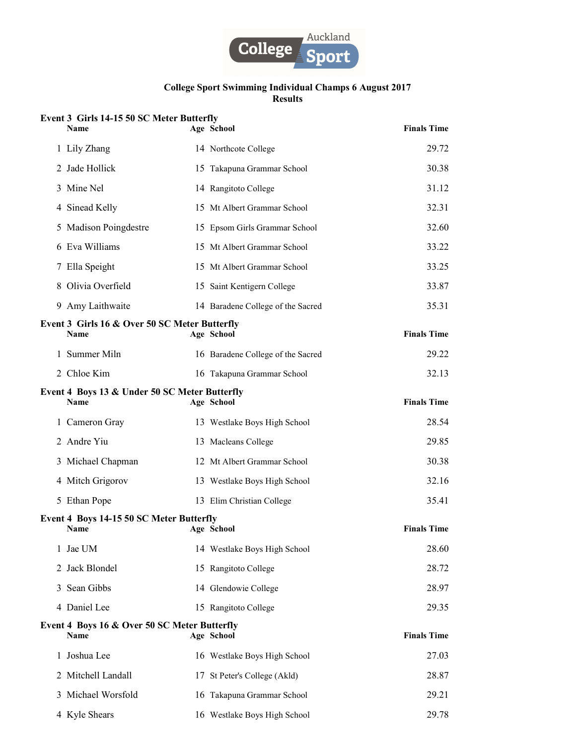**College Sport Swimming Individual Champs 6 August 2017**
**Results**

### Event 3 Girls 14-15 50 SC Meter Butterfly

| | Name | Age | School | Finals Time |
|---|---|---|---|---|
| 1 | Lily Zhang | 14 | Northcote College | 29.72 |
| 2 | Jade Hollick | 15 | Takapuna Grammar School | 30.38 |
| 3 | Mine Nel | 14 | Rangitoto College | 31.12 |
| 4 | Sinead Kelly | 15 | Mt Albert Grammar School | 32.31 |
| 5 | Madison Poingdestre | 15 | Epsom Girls Grammar School | 32.60 |
| 6 | Eva Williams | 15 | Mt Albert Grammar School | 33.22 |
| 7 | Ella Speight | 15 | Mt Albert Grammar School | 33.25 |
| 8 | Olivia Overfield | 15 | Saint Kentigern College | 33.87 |
| 9 | Amy Laithwaite | 14 | Baradene College of the Sacred | 35.31 |

### Event 3 Girls 16 & Over 50 SC Meter Butterfly

| | Name | Age | School | Finals Time |
|---|---|---|---|---|
| 1 | Summer Miln | 16 | Baradene College of the Sacred | 29.22 |
| 2 | Chloe Kim | 16 | Takapuna Grammar School | 32.13 |

### Event 4 Boys 13 & Under 50 SC Meter Butterfly

| | Name | Age | School | Finals Time |
|---|---|---|---|---|
| 1 | Cameron Gray | 13 | Westlake Boys High School | 28.54 |
| 2 | Andre Yiu | 13 | Macleans College | 29.85 |
| 3 | Michael Chapman | 12 | Mt Albert Grammar School | 30.38 |
| 4 | Mitch Grigorov | 13 | Westlake Boys High School | 32.16 |
| 5 | Ethan Pope | 13 | Elim Christian College | 35.41 |

### Event 4 Boys 14-15 50 SC Meter Butterfly

| | Name | Age | School | Finals Time |
|---|---|---|---|---|
| 1 | Jae UM | 14 | Westlake Boys High School | 28.60 |
| 2 | Jack Blondel | 15 | Rangitoto College | 28.72 |
| 3 | Sean Gibbs | 14 | Glendowie College | 28.97 |
| 4 | Daniel Lee | 15 | Rangitoto College | 29.35 |

### Event 4 Boys 16 & Over 50 SC Meter Butterfly

| | Name | Age | School | Finals Time |
|---|---|---|---|---|
| 1 | Joshua Lee | 16 | Westlake Boys High School | 27.03 |
| 2 | Mitchell Landall | 17 | St Peter's College (Akld) | 28.87 |
| 3 | Michael Worsfold | 16 | Takapuna Grammar School | 29.21 |
| 4 | Kyle Shears | 16 | Westlake Boys High School | 29.78 |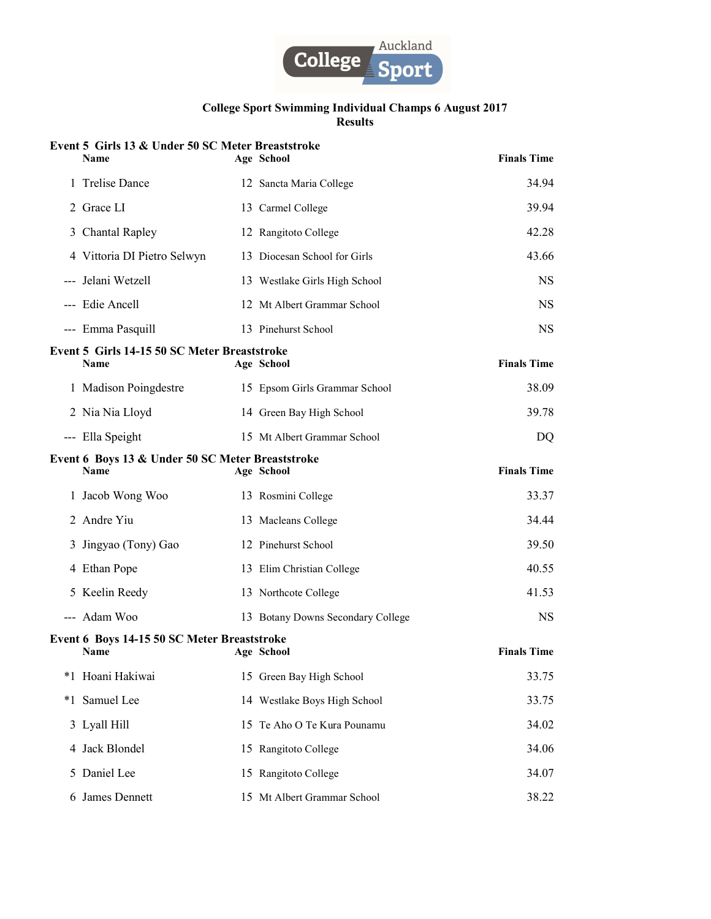# College Sport Swimming Individual Champs 6 August 2017
## Results

### Event 5 Girls 13 & Under 50 SC Meter Breaststroke

| | Name | Age | School | Finals Time |
|---|---|---|---|---|
| 1 | Trelise Dance | 12 | Sancta Maria College | 34.94 |
| 2 | Grace LI | 13 | Carmel College | 39.94 |
| 3 | Chantal Rapley | 12 | Rangitoto College | 42.28 |
| 4 | Vittoria DI Pietro Selwyn | 13 | Diocesan School for Girls | 43.66 |
| --- | Jelani Wetzell | 13 | Westlake Girls High School | NS |
| --- | Edie Ancell | 12 | Mt Albert Grammar School | NS |
| --- | Emma Pasquill | 13 | Pinehurst School | NS |

### Event 5 Girls 14-15 50 SC Meter Breaststroke

| | Name | Age | School | Finals Time |
|---|---|---|---|---|
| 1 | Madison Poingdestre | 15 | Epsom Girls Grammar School | 38.09 |
| 2 | Nia Nia Lloyd | 14 | Green Bay High School | 39.78 |
| --- | Ella Speight | 15 | Mt Albert Grammar School | DQ |

### Event 6 Boys 13 & Under 50 SC Meter Breaststroke

| | Name | Age | School | Finals Time |
|---|---|---|---|---|
| 1 | Jacob Wong Woo | 13 | Rosmini College | 33.37 |
| 2 | Andre Yiu | 13 | Macleans College | 34.44 |
| 3 | Jingyao (Tony) Gao | 12 | Pinehurst School | 39.50 |
| 4 | Ethan Pope | 13 | Elim Christian College | 40.55 |
| 5 | Keelin Reedy | 13 | Northcote College | 41.53 |
| --- | Adam Woo | 13 | Botany Downs Secondary College | NS |

### Event 6 Boys 14-15 50 SC Meter Breaststroke

| | Name | Age | School | Finals Time |
|---|---|---|---|---|
| *1 | Hoani Hakiwai | 15 | Green Bay High School | 33.75 |
| *1 | Samuel Lee | 14 | Westlake Boys High School | 33.75 |
| 3 | Lyall Hill | 15 | Te Aho O Te Kura Pounamu | 34.02 |
| 4 | Jack Blondel | 15 | Rangitoto College | 34.06 |
| 5 | Daniel Lee | 15 | Rangitoto College | 34.07 |
| 6 | James Dennett | 15 | Mt Albert Grammar School | 38.22 |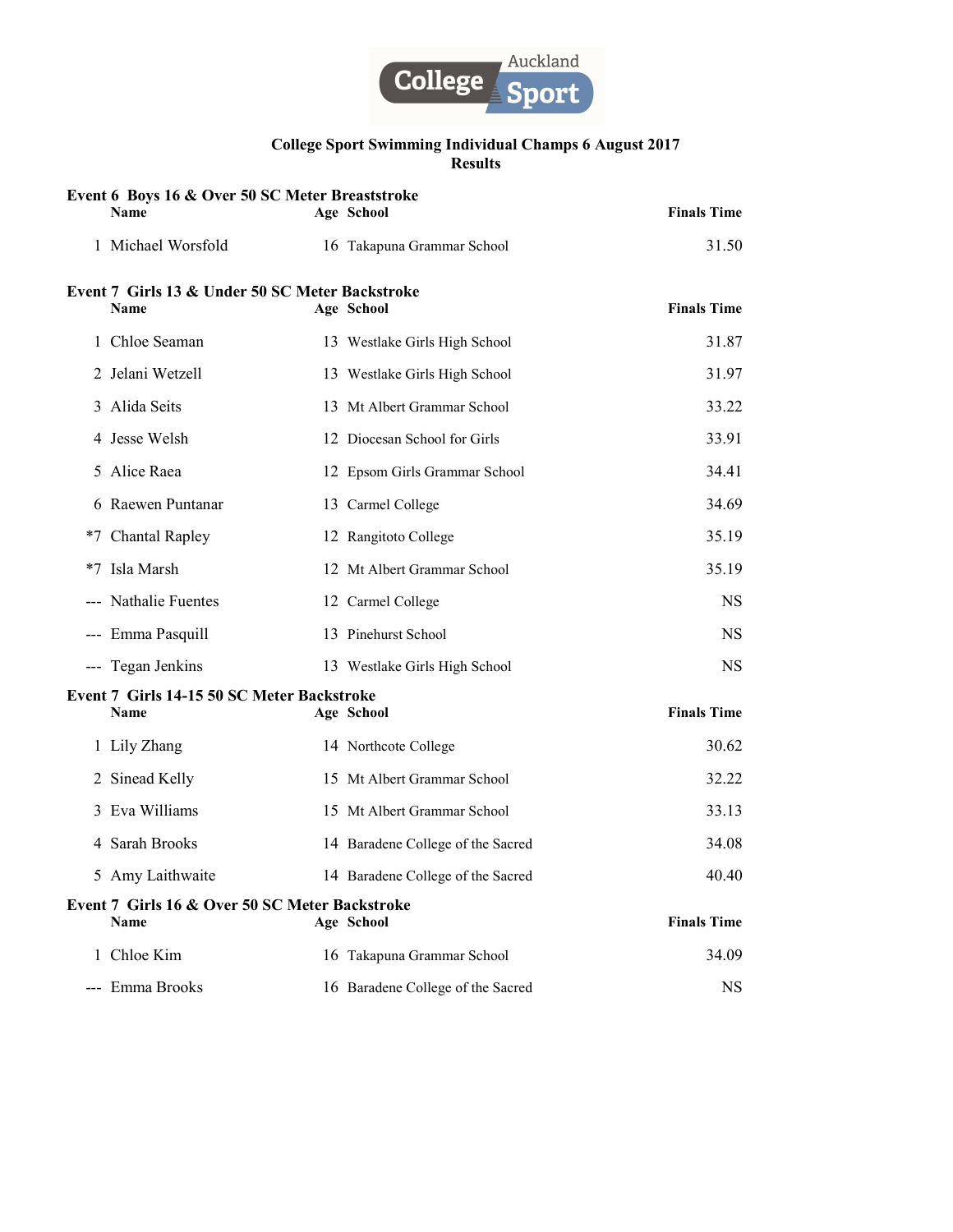College Sport Swimming Individual Champs 6 August 2017

Results

### Event 6 Boys 16 & Over 50 SC Meter Breaststroke

| | Name | Age | School | Finals Time |
|---|---|---|---|---|
| 1 | Michael Worsfold | 16 | Takapuna Grammar School | 31.50 |

### Event 7 Girls 13 & Under 50 SC Meter Backstroke

| | Name | Age | School | Finals Time |
|---|---|---|---|---|
| 1 | Chloe Seaman | 13 | Westlake Girls High School | 31.87 |
| 2 | Jelani Wetzell | 13 | Westlake Girls High School | 31.97 |
| 3 | Alida Seits | 13 | Mt Albert Grammar School | 33.22 |
| 4 | Jesse Welsh | 12 | Diocesan School for Girls | 33.91 |
| 5 | Alice Raea | 12 | Epsom Girls Grammar School | 34.41 |
| 6 | Raewen Puntanar | 13 | Carmel College | 34.69 |
| *7 | Chantal Rapley | 12 | Rangitoto College | 35.19 |
| *7 | Isla Marsh | 12 | Mt Albert Grammar School | 35.19 |
| --- | Nathalie Fuentes | 12 | Carmel College | NS |
| --- | Emma Pasquill | 13 | Pinehurst School | NS |
| --- | Tegan Jenkins | 13 | Westlake Girls High School | NS |

### Event 7 Girls 14-15 50 SC Meter Backstroke

| | Name | Age | School | Finals Time |
|---|---|---|---|---|
| 1 | Lily Zhang | 14 | Northcote College | 30.62 |
| 2 | Sinead Kelly | 15 | Mt Albert Grammar School | 32.22 |
| 3 | Eva Williams | 15 | Mt Albert Grammar School | 33.13 |
| 4 | Sarah Brooks | 14 | Baradene College of the Sacred | 34.08 |
| 5 | Amy Laithwaite | 14 | Baradene College of the Sacred | 40.40 |

### Event 7 Girls 16 & Over 50 SC Meter Backstroke

| | Name | Age | School | Finals Time |
|---|---|---|---|---|
| 1 | Chloe Kim | 16 | Takapuna Grammar School | 34.09 |
| --- | Emma Brooks | 16 | Baradene College of the Sacred | NS |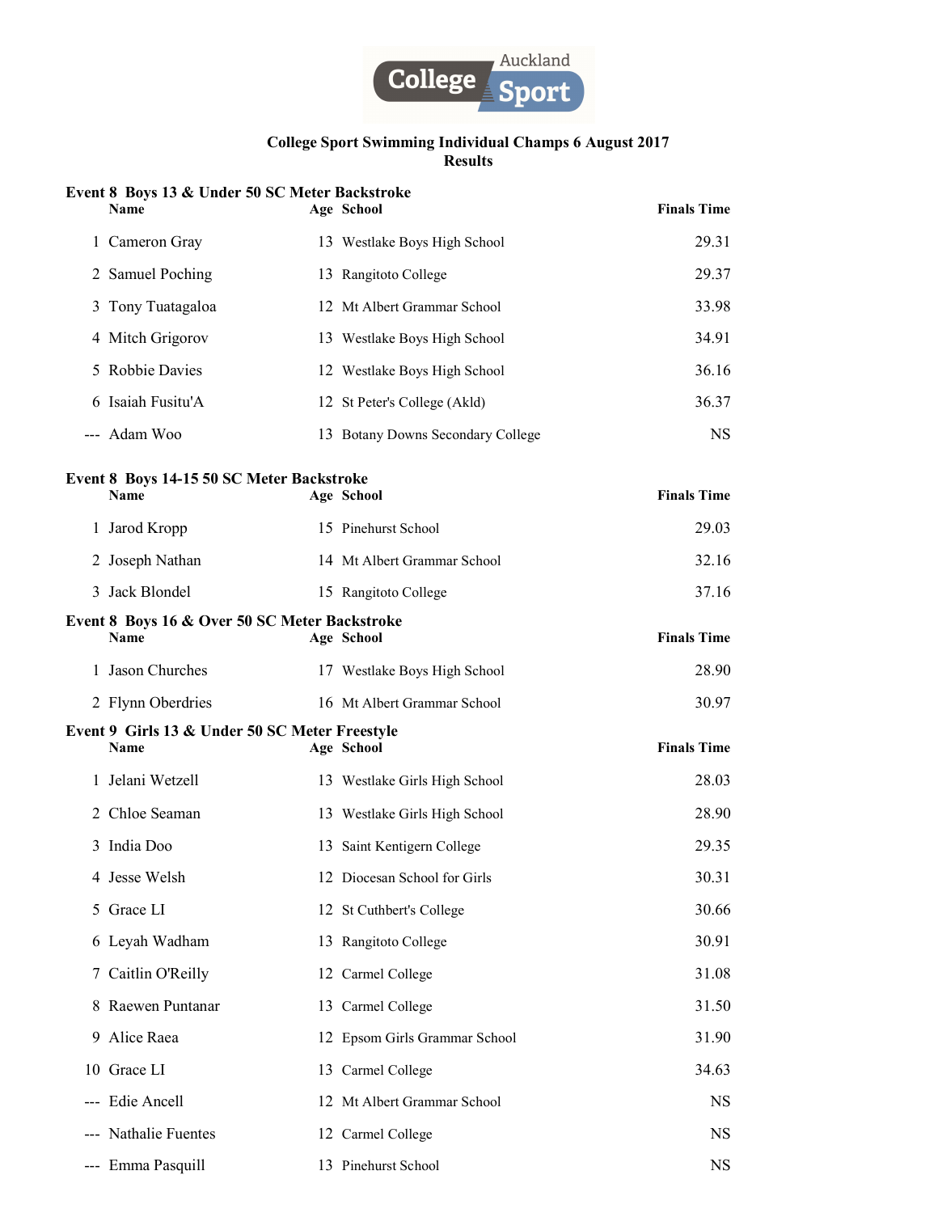College Sport Swimming Individual Champs 6 August 2017

Results

### Event 8 Boys 13 & Under 50 SC Meter Backstroke

| | Name | Age | School | Finals Time |
|---|---|---|---|---|
| 1 | Cameron Gray | 13 | Westlake Boys High School | 29.31 |
| 2 | Samuel Poching | 13 | Rangitoto College | 29.37 |
| 3 | Tony Tuatagaloa | 12 | Mt Albert Grammar School | 33.98 |
| 4 | Mitch Grigorov | 13 | Westlake Boys High School | 34.91 |
| 5 | Robbie Davies | 12 | Westlake Boys High School | 36.16 |
| 6 | Isaiah Fusitu'A | 12 | St Peter's College (Akld) | 36.37 |
| --- | Adam Woo | 13 | Botany Downs Secondary College | NS |

### Event 8 Boys 14-15 50 SC Meter Backstroke

| | Name | Age | School | Finals Time |
|---|---|---|---|---|
| 1 | Jarod Kropp | 15 | Pinehurst School | 29.03 |
| 2 | Joseph Nathan | 14 | Mt Albert Grammar School | 32.16 |
| 3 | Jack Blondel | 15 | Rangitoto College | 37.16 |

### Event 8 Boys 16 & Over 50 SC Meter Backstroke

| | Name | Age | School | Finals Time |
|---|---|---|---|---|
| 1 | Jason Churches | 17 | Westlake Boys High School | 28.90 |
| 2 | Flynn Oberdries | 16 | Mt Albert Grammar School | 30.97 |

### Event 9 Girls 13 & Under 50 SC Meter Freestyle

| | Name | Age | School | Finals Time |
|---|---|---|---|---|
| 1 | Jelani Wetzell | 13 | Westlake Girls High School | 28.03 |
| 2 | Chloe Seaman | 13 | Westlake Girls High School | 28.90 |
| 3 | India Doo | 13 | Saint Kentigern College | 29.35 |
| 4 | Jesse Welsh | 12 | Diocesan School for Girls | 30.31 |
| 5 | Grace LI | 12 | St Cuthbert's College | 30.66 |
| 6 | Leyah Wadham | 13 | Rangitoto College | 30.91 |
| 7 | Caitlin O'Reilly | 12 | Carmel College | 31.08 |
| 8 | Raewen Puntanar | 13 | Carmel College | 31.50 |
| 9 | Alice Raea | 12 | Epsom Girls Grammar School | 31.90 |
| 10 | Grace LI | 13 | Carmel College | 34.63 |
| --- | Edie Ancell | 12 | Mt Albert Grammar School | NS |
| --- | Nathalie Fuentes | 12 | Carmel College | NS |
| --- | Emma Pasquill | 13 | Pinehurst School | NS |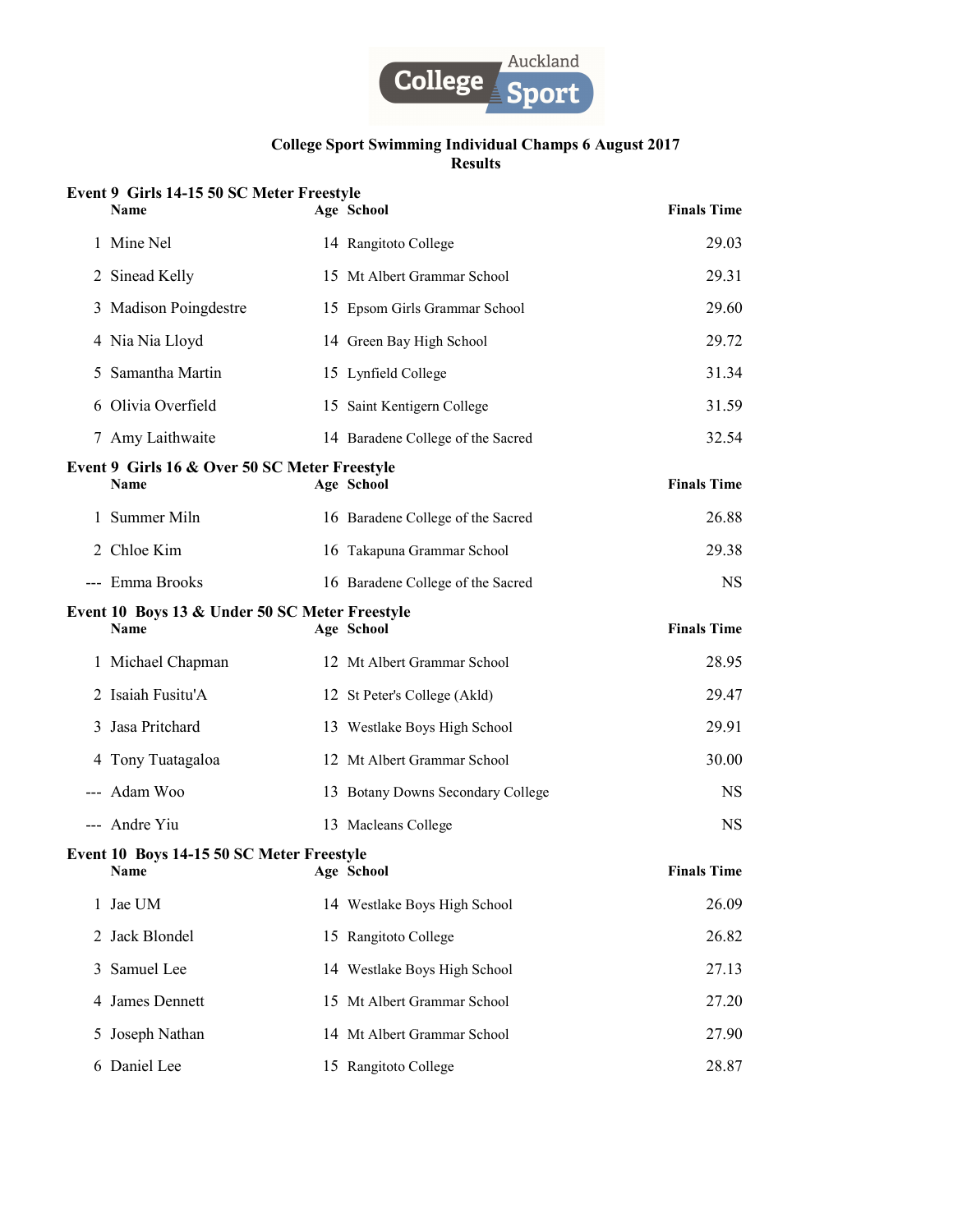Auckland College Sport

**College Sport Swimming Individual Champs 6 August 2017**
**Results**

### Event 9 Girls 14-15 50 SC Meter Freestyle

| | Name | Age | School | Finals Time |
|---|---|---|---|---|
| 1 | Mine Nel | 14 | Rangitoto College | 29.03 |
| 2 | Sinead Kelly | 15 | Mt Albert Grammar School | 29.31 |
| 3 | Madison Poingdestre | 15 | Epsom Girls Grammar School | 29.60 |
| 4 | Nia Nia Lloyd | 14 | Green Bay High School | 29.72 |
| 5 | Samantha Martin | 15 | Lynfield College | 31.34 |
| 6 | Olivia Overfield | 15 | Saint Kentigern College | 31.59 |
| 7 | Amy Laithwaite | 14 | Baradene College of the Sacred | 32.54 |

### Event 9 Girls 16 & Over 50 SC Meter Freestyle

| | Name | Age | School | Finals Time |
|---|---|---|---|---|
| 1 | Summer Miln | 16 | Baradene College of the Sacred | 26.88 |
| 2 | Chloe Kim | 16 | Takapuna Grammar School | 29.38 |
| --- | Emma Brooks | 16 | Baradene College of the Sacred | NS |

### Event 10 Boys 13 & Under 50 SC Meter Freestyle

| | Name | Age | School | Finals Time |
|---|---|---|---|---|
| 1 | Michael Chapman | 12 | Mt Albert Grammar School | 28.95 |
| 2 | Isaiah Fusitu'A | 12 | St Peter's College (Akld) | 29.47 |
| 3 | Jasa Pritchard | 13 | Westlake Boys High School | 29.91 |
| 4 | Tony Tuatagaloa | 12 | Mt Albert Grammar School | 30.00 |
| --- | Adam Woo | 13 | Botany Downs Secondary College | NS |
| --- | Andre Yiu | 13 | Macleans College | NS |

### Event 10 Boys 14-15 50 SC Meter Freestyle

| | Name | Age | School | Finals Time |
|---|---|---|---|---|
| 1 | Jae UM | 14 | Westlake Boys High School | 26.09 |
| 2 | Jack Blondel | 15 | Rangitoto College | 26.82 |
| 3 | Samuel Lee | 14 | Westlake Boys High School | 27.13 |
| 4 | James Dennett | 15 | Mt Albert Grammar School | 27.20 |
| 5 | Joseph Nathan | 14 | Mt Albert Grammar School | 27.90 |
| 6 | Daniel Lee | 15 | Rangitoto College | 28.87 |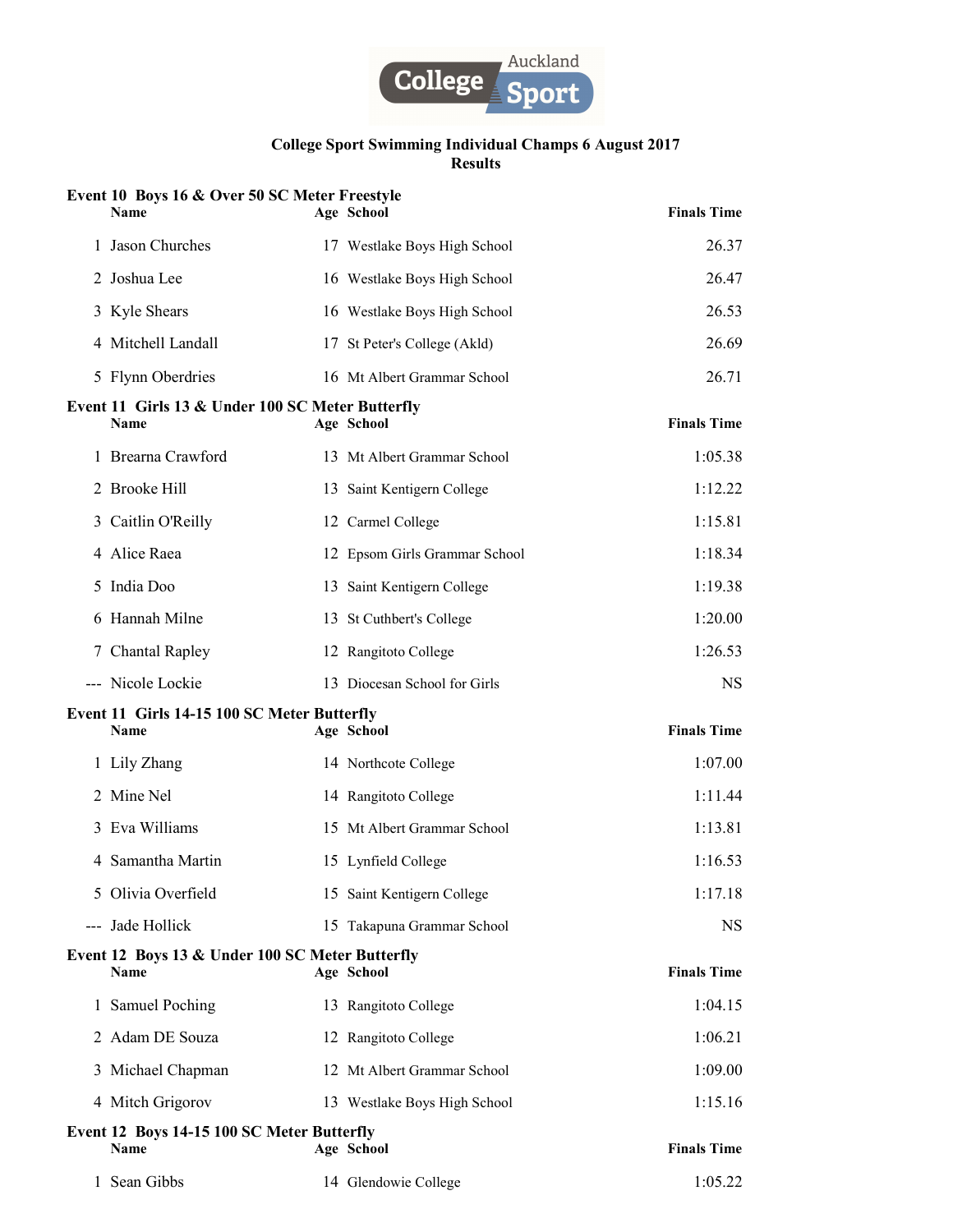# College Sport Swimming Individual Champs 6 August 2017
## Results

### Event 10 Boys 16 & Over 50 SC Meter Freestyle

| | Name | Age | School | Finals Time |
|---|---|---|---|---|
| 1 | Jason Churches | 17 | Westlake Boys High School | 26.37 |
| 2 | Joshua Lee | 16 | Westlake Boys High School | 26.47 |
| 3 | Kyle Shears | 16 | Westlake Boys High School | 26.53 |
| 4 | Mitchell Landall | 17 | St Peter's College (Akld) | 26.69 |
| 5 | Flynn Oberdries | 16 | Mt Albert Grammar School | 26.71 |

### Event 11 Girls 13 & Under 100 SC Meter Butterfly

| | Name | Age | School | Finals Time |
|---|---|---|---|---|
| 1 | Brearna Crawford | 13 | Mt Albert Grammar School | 1:05.38 |
| 2 | Brooke Hill | 13 | Saint Kentigern College | 1:12.22 |
| 3 | Caitlin O'Reilly | 12 | Carmel College | 1:15.81 |
| 4 | Alice Raea | 12 | Epsom Girls Grammar School | 1:18.34 |
| 5 | India Doo | 13 | Saint Kentigern College | 1:19.38 |
| 6 | Hannah Milne | 13 | St Cuthbert's College | 1:20.00 |
| 7 | Chantal Rapley | 12 | Rangitoto College | 1:26.53 |
| --- | Nicole Lockie | 13 | Diocesan School for Girls | NS |

### Event 11 Girls 14-15 100 SC Meter Butterfly

| | Name | Age | School | Finals Time |
|---|---|---|---|---|
| 1 | Lily Zhang | 14 | Northcote College | 1:07.00 |
| 2 | Mine Nel | 14 | Rangitoto College | 1:11.44 |
| 3 | Eva Williams | 15 | Mt Albert Grammar School | 1:13.81 |
| 4 | Samantha Martin | 15 | Lynfield College | 1:16.53 |
| 5 | Olivia Overfield | 15 | Saint Kentigern College | 1:17.18 |
| --- | Jade Hollick | 15 | Takapuna Grammar School | NS |

### Event 12 Boys 13 & Under 100 SC Meter Butterfly

| | Name | Age | School | Finals Time |
|---|---|---|---|---|
| 1 | Samuel Poching | 13 | Rangitoto College | 1:04.15 |
| 2 | Adam DE Souza | 12 | Rangitoto College | 1:06.21 |
| 3 | Michael Chapman | 12 | Mt Albert Grammar School | 1:09.00 |
| 4 | Mitch Grigorov | 13 | Westlake Boys High School | 1:15.16 |

### Event 12 Boys 14-15 100 SC Meter Butterfly

| | Name | Age | School | Finals Time |
|---|---|---|---|---|
| 1 | Sean Gibbs | 14 | Glendowie College | 1:05.22 |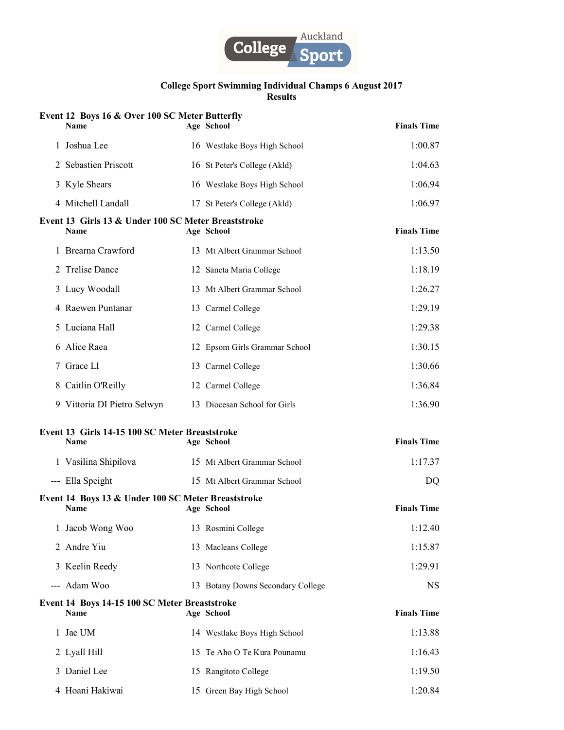**College Sport Swimming Individual Champs 6 August 2017**
**Results**

**Event 12 Boys 16 & Over 100 SC Meter Butterfly**

| | Name | Age | School | Finals Time |
|---|---|---|---|---|
| 1 | Joshua Lee | 16 | Westlake Boys High School | 1:00.87 |
| 2 | Sebastien Priscott | 16 | St Peter's College (Akld) | 1:04.63 |
| 3 | Kyle Shears | 16 | Westlake Boys High School | 1:06.94 |
| 4 | Mitchell Landall | 17 | St Peter's College (Akld) | 1:06.97 |

**Event 13 Girls 13 & Under 100 SC Meter Breaststroke**

| | Name | Age | School | Finals Time |
|---|---|---|---|---|
| 1 | Brearna Crawford | 13 | Mt Albert Grammar School | 1:13.50 |
| 2 | Trelise Dance | 12 | Sancta Maria College | 1:18.19 |
| 3 | Lucy Woodall | 13 | Mt Albert Grammar School | 1:26.27 |
| 4 | Raewen Puntanar | 13 | Carmel College | 1:29.19 |
| 5 | Luciana Hall | 12 | Carmel College | 1:29.38 |
| 6 | Alice Raea | 12 | Epsom Girls Grammar School | 1:30.15 |
| 7 | Grace LI | 13 | Carmel College | 1:30.66 |
| 8 | Caitlin O'Reilly | 12 | Carmel College | 1:36.84 |
| 9 | Vittoria DI Pietro Selwyn | 13 | Diocesan School for Girls | 1:36.90 |

**Event 13 Girls 14-15 100 SC Meter Breaststroke**

| | Name | Age | School | Finals Time |
|---|---|---|---|---|
| 1 | Vasilina Shipilova | 15 | Mt Albert Grammar School | 1:17.37 |
| --- | Ella Speight | 15 | Mt Albert Grammar School | DQ |

**Event 14 Boys 13 & Under 100 SC Meter Breaststroke**

| | Name | Age | School | Finals Time |
|---|---|---|---|---|
| 1 | Jacob Wong Woo | 13 | Rosmini College | 1:12.40 |
| 2 | Andre Yiu | 13 | Macleans College | 1:15.87 |
| 3 | Keelin Reedy | 13 | Northcote College | 1:29.91 |
| --- | Adam Woo | 13 | Botany Downs Secondary College | NS |

**Event 14 Boys 14-15 100 SC Meter Breaststroke**

| | Name | Age | School | Finals Time |
|---|---|---|---|---|
| 1 | Jae UM | 14 | Westlake Boys High School | 1:13.88 |
| 2 | Lyall Hill | 15 | Te Aho O Te Kura Pounamu | 1:16.43 |
| 3 | Daniel Lee | 15 | Rangitoto College | 1:19.50 |
| 4 | Hoani Hakiwai | 15 | Green Bay High School | 1:20.84 |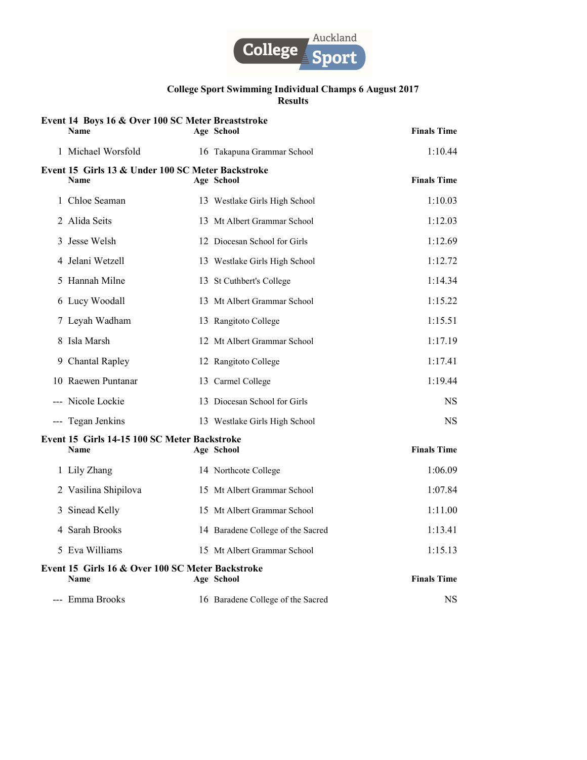**College Sport Swimming Individual Champs 6 August 2017**
**Results**

### Event 14 Boys 16 & Over 100 SC Meter Breaststroke

| | Name | Age | School | Finals Time |
|---|---|---|---|---|
| 1 | Michael Worsfold | 16 | Takapuna Grammar School | 1:10.44 |

### Event 15 Girls 13 & Under 100 SC Meter Backstroke

| | Name | Age | School | Finals Time |
|---|---|---|---|---|
| 1 | Chloe Seaman | 13 | Westlake Girls High School | 1:10.03 |
| 2 | Alida Seits | 13 | Mt Albert Grammar School | 1:12.03 |
| 3 | Jesse Welsh | 12 | Diocesan School for Girls | 1:12.69 |
| 4 | Jelani Wetzell | 13 | Westlake Girls High School | 1:12.72 |
| 5 | Hannah Milne | 13 | St Cuthbert's College | 1:14.34 |
| 6 | Lucy Woodall | 13 | Mt Albert Grammar School | 1:15.22 |
| 7 | Leyah Wadham | 13 | Rangitoto College | 1:15.51 |
| 8 | Isla Marsh | 12 | Mt Albert Grammar School | 1:17.19 |
| 9 | Chantal Rapley | 12 | Rangitoto College | 1:17.41 |
| 10 | Raewen Puntanar | 13 | Carmel College | 1:19.44 |
| --- | Nicole Lockie | 13 | Diocesan School for Girls | NS |
| --- | Tegan Jenkins | 13 | Westlake Girls High School | NS |

### Event 15 Girls 14-15 100 SC Meter Backstroke

| | Name | Age | School | Finals Time |
|---|---|---|---|---|
| 1 | Lily Zhang | 14 | Northcote College | 1:06.09 |
| 2 | Vasilina Shipilova | 15 | Mt Albert Grammar School | 1:07.84 |
| 3 | Sinead Kelly | 15 | Mt Albert Grammar School | 1:11.00 |
| 4 | Sarah Brooks | 14 | Baradene College of the Sacred | 1:13.41 |
| 5 | Eva Williams | 15 | Mt Albert Grammar School | 1:15.13 |

### Event 15 Girls 16 & Over 100 SC Meter Backstroke

| | Name | Age | School | Finals Time |
|---|---|---|---|---|
| --- | Emma Brooks | 16 | Baradene College of the Sacred | NS |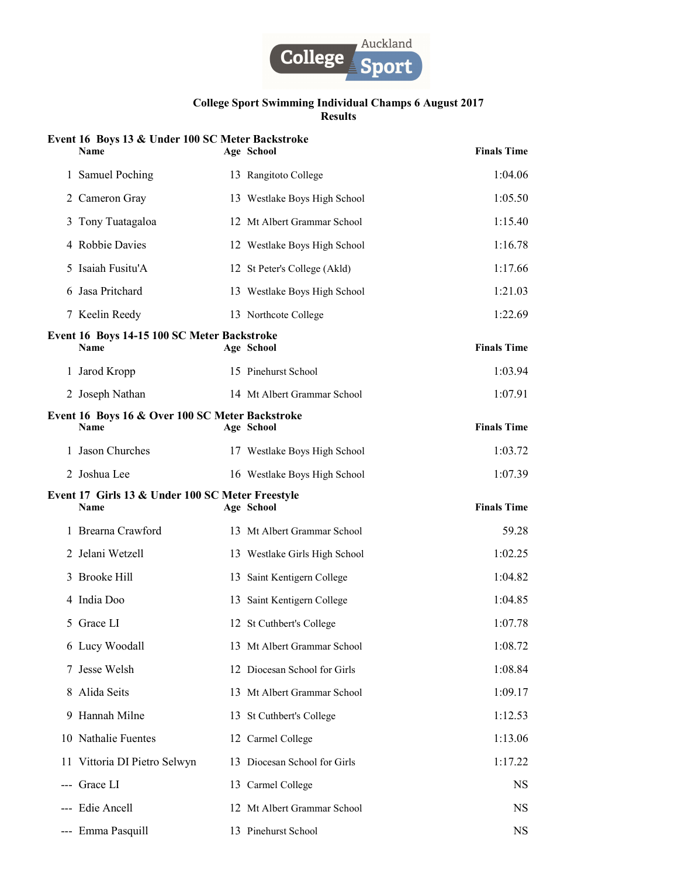Auckland College Sport

**College Sport Swimming Individual Champs 6 August 2017**
**Results**

### Event 16 Boys 13 & Under 100 SC Meter Backstroke

| | Name | Age | School | Finals Time |
|---|---|---|---|---|
| 1 | Samuel Poching | 13 | Rangitoto College | 1:04.06 |
| 2 | Cameron Gray | 13 | Westlake Boys High School | 1:05.50 |
| 3 | Tony Tuatagaloa | 12 | Mt Albert Grammar School | 1:15.40 |
| 4 | Robbie Davies | 12 | Westlake Boys High School | 1:16.78 |
| 5 | Isaiah Fusitu'A | 12 | St Peter's College (Akld) | 1:17.66 |
| 6 | Jasa Pritchard | 13 | Westlake Boys High School | 1:21.03 |
| 7 | Keelin Reedy | 13 | Northcote College | 1:22.69 |

### Event 16 Boys 14-15 100 SC Meter Backstroke

| | Name | Age | School | Finals Time |
|---|---|---|---|---|
| 1 | Jarod Kropp | 15 | Pinehurst School | 1:03.94 |
| 2 | Joseph Nathan | 14 | Mt Albert Grammar School | 1:07.91 |

### Event 16 Boys 16 & Over 100 SC Meter Backstroke

| | Name | Age | School | Finals Time |
|---|---|---|---|---|
| 1 | Jason Churches | 17 | Westlake Boys High School | 1:03.72 |
| 2 | Joshua Lee | 16 | Westlake Boys High School | 1:07.39 |

### Event 17 Girls 13 & Under 100 SC Meter Freestyle

| | Name | Age | School | Finals Time |
|---|---|---|---|---|
| 1 | Brearna Crawford | 13 | Mt Albert Grammar School | 59.28 |
| 2 | Jelani Wetzell | 13 | Westlake Girls High School | 1:02.25 |
| 3 | Brooke Hill | 13 | Saint Kentigern College | 1:04.82 |
| 4 | India Doo | 13 | Saint Kentigern College | 1:04.85 |
| 5 | Grace LI | 12 | St Cuthbert's College | 1:07.78 |
| 6 | Lucy Woodall | 13 | Mt Albert Grammar School | 1:08.72 |
| 7 | Jesse Welsh | 12 | Diocesan School for Girls | 1:08.84 |
| 8 | Alida Seits | 13 | Mt Albert Grammar School | 1:09.17 |
| 9 | Hannah Milne | 13 | St Cuthbert's College | 1:12.53 |
| 10 | Nathalie Fuentes | 12 | Carmel College | 1:13.06 |
| 11 | Vittoria DI Pietro Selwyn | 13 | Diocesan School for Girls | 1:17.22 |
| --- | Grace LI | 13 | Carmel College | NS |
| --- | Edie Ancell | 12 | Mt Albert Grammar School | NS |
| --- | Emma Pasquill | 13 | Pinehurst School | NS |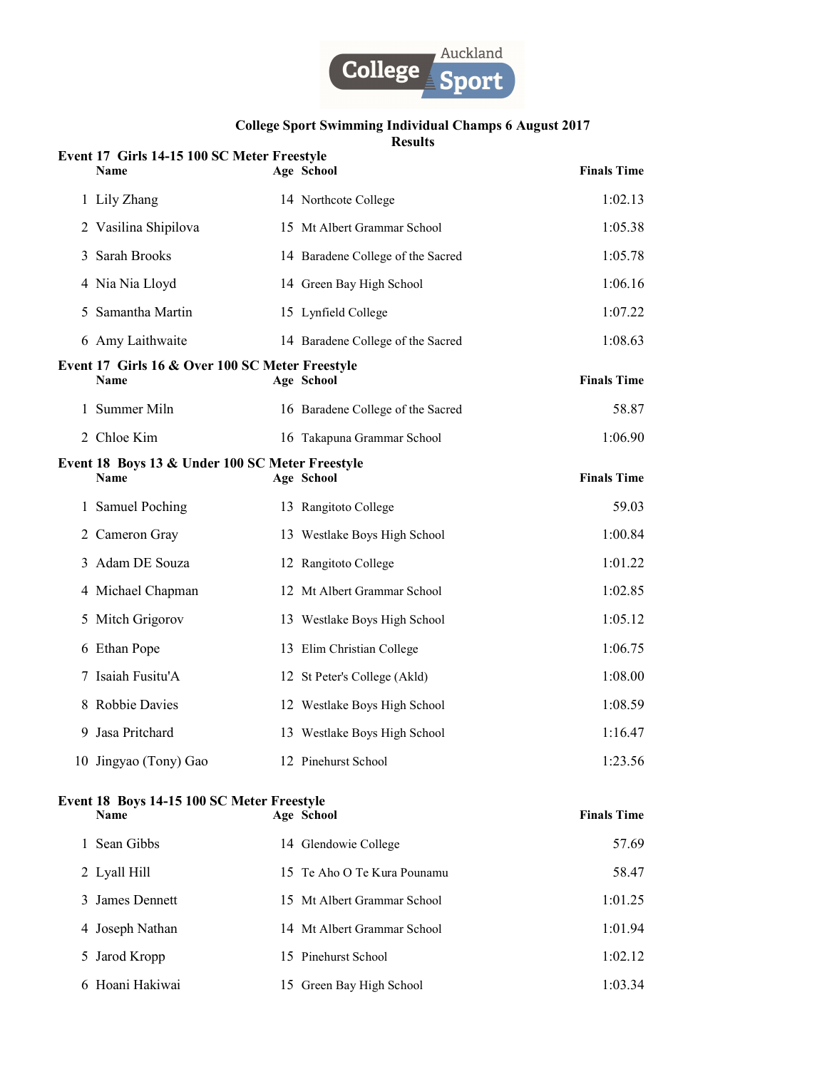**College Sport Swimming Individual Champs 6 August 2017**
**Results**

### Event 17 Girls 14-15 100 SC Meter Freestyle

| | Name | Age | School | Finals Time |
|---|---|---|---|---|
| 1 | Lily Zhang | 14 | Northcote College | 1:02.13 |
| 2 | Vasilina Shipilova | 15 | Mt Albert Grammar School | 1:05.38 |
| 3 | Sarah Brooks | 14 | Baradene College of the Sacred | 1:05.78 |
| 4 | Nia Nia Lloyd | 14 | Green Bay High School | 1:06.16 |
| 5 | Samantha Martin | 15 | Lynfield College | 1:07.22 |
| 6 | Amy Laithwaite | 14 | Baradene College of the Sacred | 1:08.63 |

### Event 17 Girls 16 & Over 100 SC Meter Freestyle

| | Name | Age | School | Finals Time |
|---|---|---|---|---|
| 1 | Summer Miln | 16 | Baradene College of the Sacred | 58.87 |
| 2 | Chloe Kim | 16 | Takapuna Grammar School | 1:06.90 |

### Event 18 Boys 13 & Under 100 SC Meter Freestyle

| | Name | Age | School | Finals Time |
|---|---|---|---|---|
| 1 | Samuel Poching | 13 | Rangitoto College | 59.03 |
| 2 | Cameron Gray | 13 | Westlake Boys High School | 1:00.84 |
| 3 | Adam DE Souza | 12 | Rangitoto College | 1:01.22 |
| 4 | Michael Chapman | 12 | Mt Albert Grammar School | 1:02.85 |
| 5 | Mitch Grigorov | 13 | Westlake Boys High School | 1:05.12 |
| 6 | Ethan Pope | 13 | Elim Christian College | 1:06.75 |
| 7 | Isaiah Fusitu'A | 12 | St Peter's College (Akld) | 1:08.00 |
| 8 | Robbie Davies | 12 | Westlake Boys High School | 1:08.59 |
| 9 | Jasa Pritchard | 13 | Westlake Boys High School | 1:16.47 |
| 10 | Jingyao (Tony) Gao | 12 | Pinehurst School | 1:23.56 |

### Event 18 Boys 14-15 100 SC Meter Freestyle

| | Name | Age | School | Finals Time |
|---|---|---|---|---|
| 1 | Sean Gibbs | 14 | Glendowie College | 57.69 |
| 2 | Lyall Hill | 15 | Te Aho O Te Kura Pounamu | 58.47 |
| 3 | James Dennett | 15 | Mt Albert Grammar School | 1:01.25 |
| 4 | Joseph Nathan | 14 | Mt Albert Grammar School | 1:01.94 |
| 5 | Jarod Kropp | 15 | Pinehurst School | 1:02.12 |
| 6 | Hoani Hakiwai | 15 | Green Bay High School | 1:03.34 |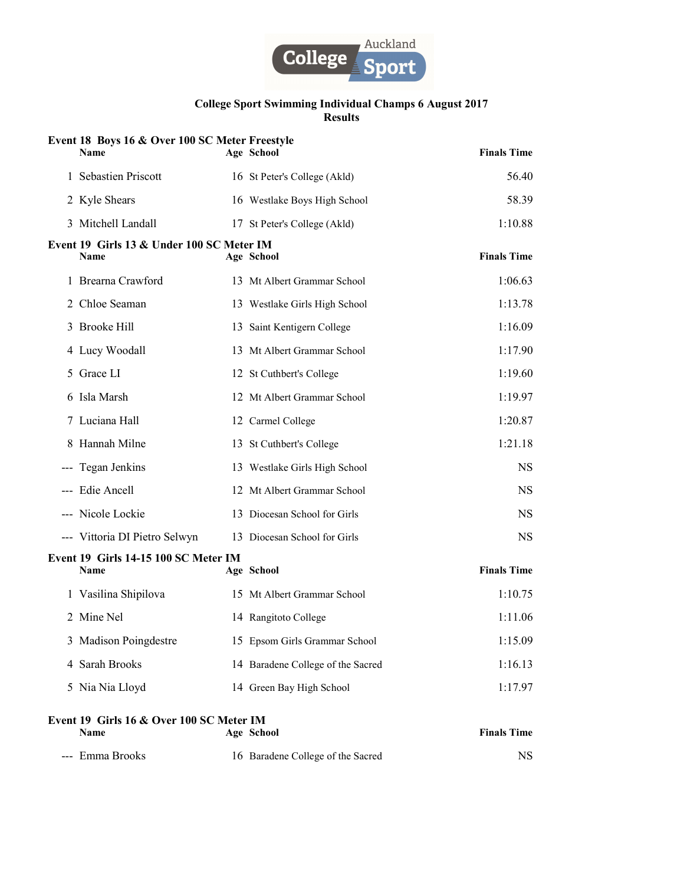# College Sport Swimming Individual Champs 6 August 2017

## Results

### Event 18 Boys 16 & Over 100 SC Meter Freestyle

| | Name | Age | School | Finals Time |
|---|---|---|---|---|
| 1 | Sebastien Priscott | 16 | St Peter's College (Akld) | 56.40 |
| 2 | Kyle Shears | 16 | Westlake Boys High School | 58.39 |
| 3 | Mitchell Landall | 17 | St Peter's College (Akld) | 1:10.88 |

### Event 19 Girls 13 & Under 100 SC Meter IM

| | Name | Age | School | Finals Time |
|---|---|---|---|---|
| 1 | Brearna Crawford | 13 | Mt Albert Grammar School | 1:06.63 |
| 2 | Chloe Seaman | 13 | Westlake Girls High School | 1:13.78 |
| 3 | Brooke Hill | 13 | Saint Kentigern College | 1:16.09 |
| 4 | Lucy Woodall | 13 | Mt Albert Grammar School | 1:17.90 |
| 5 | Grace LI | 12 | St Cuthbert's College | 1:19.60 |
| 6 | Isla Marsh | 12 | Mt Albert Grammar School | 1:19.97 |
| 7 | Luciana Hall | 12 | Carmel College | 1:20.87 |
| 8 | Hannah Milne | 13 | St Cuthbert's College | 1:21.18 |
| --- | Tegan Jenkins | 13 | Westlake Girls High School | NS |
| --- | Edie Ancell | 12 | Mt Albert Grammar School | NS |
| --- | Nicole Lockie | 13 | Diocesan School for Girls | NS |
| --- | Vittoria DI Pietro Selwyn | 13 | Diocesan School for Girls | NS |

### Event 19 Girls 14-15 100 SC Meter IM

| | Name | Age | School | Finals Time |
|---|---|---|---|---|
| 1 | Vasilina Shipilova | 15 | Mt Albert Grammar School | 1:10.75 |
| 2 | Mine Nel | 14 | Rangitoto College | 1:11.06 |
| 3 | Madison Poingdestre | 15 | Epsom Girls Grammar School | 1:15.09 |
| 4 | Sarah Brooks | 14 | Baradene College of the Sacred | 1:16.13 |
| 5 | Nia Nia Lloyd | 14 | Green Bay High School | 1:17.97 |

### Event 19 Girls 16 & Over 100 SC Meter IM

| | Name | Age | School | Finals Time |
|---|---|---|---|---|
| --- | Emma Brooks | 16 | Baradene College of the Sacred | NS |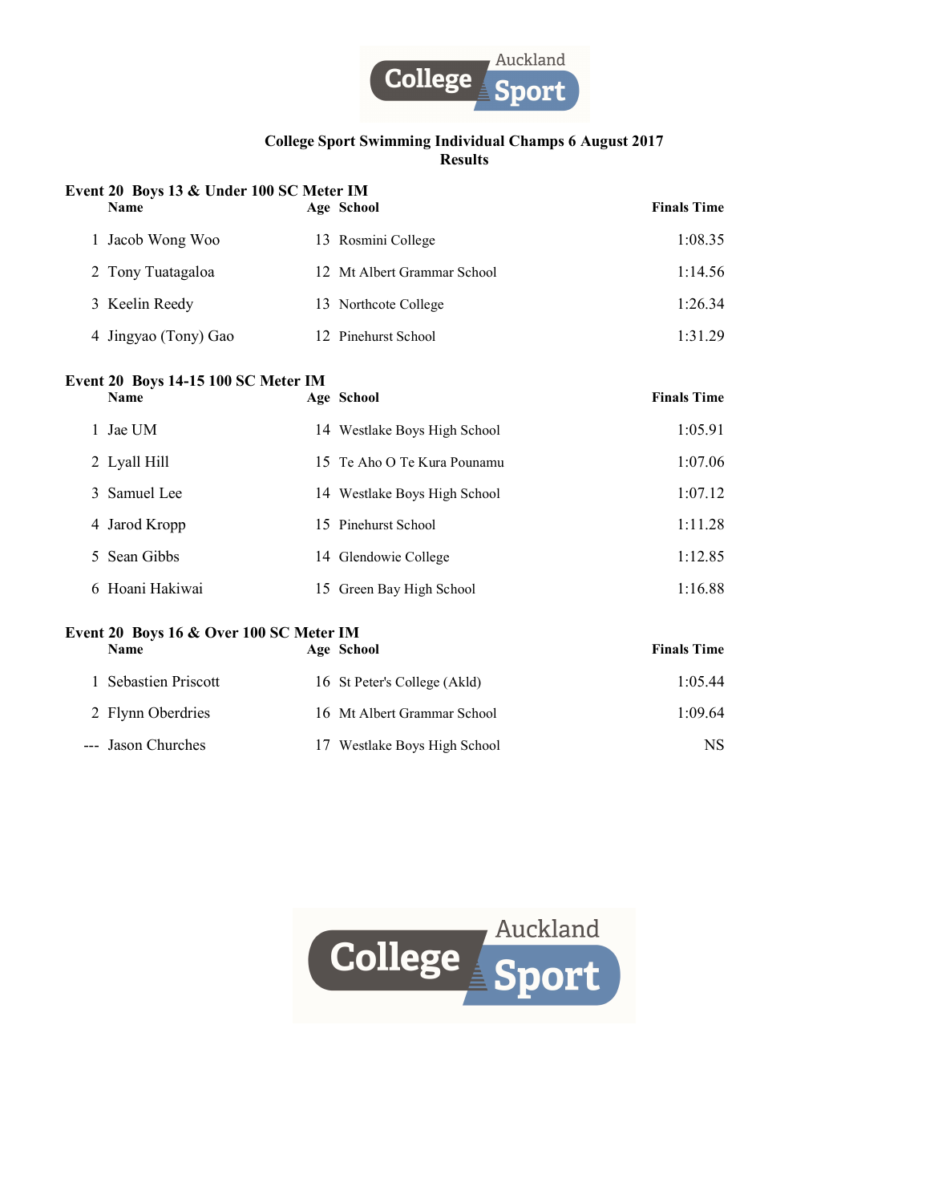**College Sport Swimming Individual Champs 6 August 2017**
**Results**

### Event 20 Boys 13 & Under 100 SC Meter IM

| | Name | Age | School | Finals Time |
|---|---|---|---|---|
| 1 | Jacob Wong Woo | 13 | Rosmini College | 1:08.35 |
| 2 | Tony Tuatagaloa | 12 | Mt Albert Grammar School | 1:14.56 |
| 3 | Keelin Reedy | 13 | Northcote College | 1:26.34 |
| 4 | Jingyao (Tony) Gao | 12 | Pinehurst School | 1:31.29 |

### Event 20 Boys 14-15 100 SC Meter IM

| | Name | Age | School | Finals Time |
|---|---|---|---|---|
| 1 | Jae UM | 14 | Westlake Boys High School | 1:05.91 |
| 2 | Lyall Hill | 15 | Te Aho O Te Kura Pounamu | 1:07.06 |
| 3 | Samuel Lee | 14 | Westlake Boys High School | 1:07.12 |
| 4 | Jarod Kropp | 15 | Pinehurst School | 1:11.28 |
| 5 | Sean Gibbs | 14 | Glendowie College | 1:12.85 |
| 6 | Hoani Hakiwai | 15 | Green Bay High School | 1:16.88 |

### Event 20 Boys 16 & Over 100 SC Meter IM

| | Name | Age | School | Finals Time |
|---|---|---|---|---|
| 1 | Sebastien Priscott | 16 | St Peter's College (Akld) | 1:05.44 |
| 2 | Flynn Oberdries | 16 | Mt Albert Grammar School | 1:09.64 |
| --- | Jason Churches | 17 | Westlake Boys High School | NS |